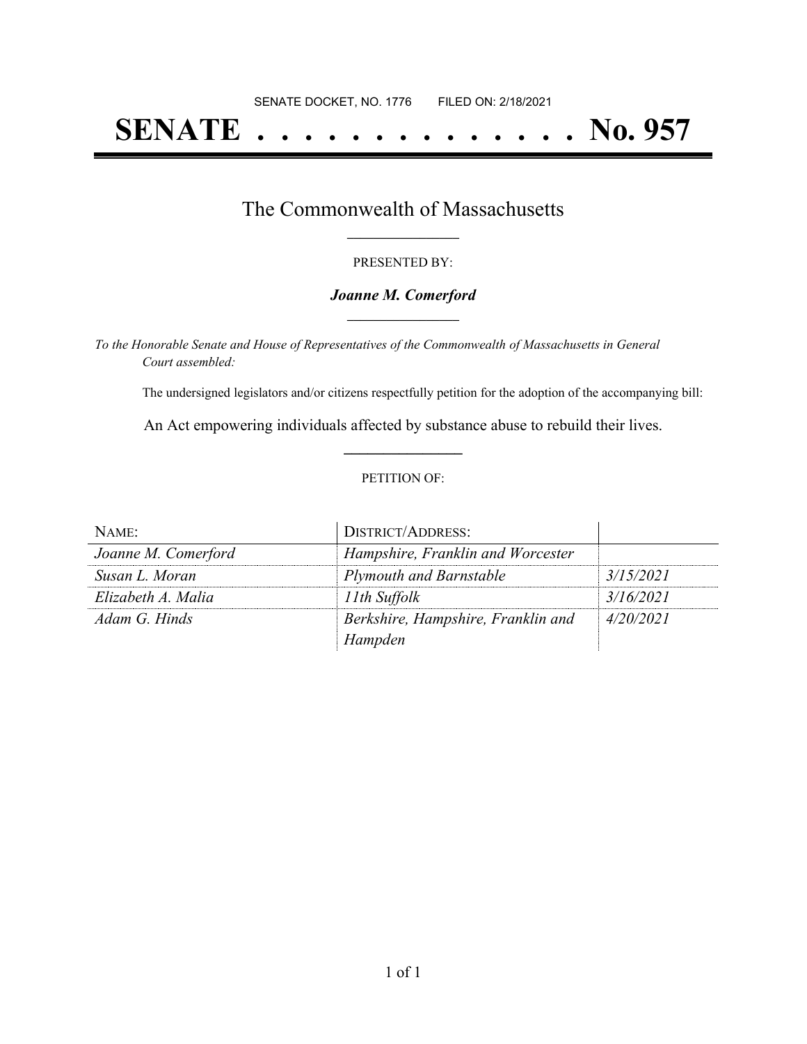SENATE DOCKET, NO. 1776        FILED ON: 2/18/2021

# SENATE . . . . . . . . . . . . . . . No. 957

## The Commonwealth of Massachusetts

PRESENTED BY:

***Joanne M. Comerford***

*To the Honorable Senate and House of Representatives of the Commonwealth of Massachusetts in General Court assembled:*

The undersigned legislators and/or citizens respectfully petition for the adoption of the accompanying bill:

An Act empowering individuals affected by substance abuse to rebuild their lives.

PETITION OF:

| NAME: | DISTRICT/ADDRESS: | |
|---|---|---|
| *Joanne M. Comerford* | *Hampshire, Franklin and Worcester* | |
| *Susan L. Moran* | *Plymouth and Barnstable* | *3/15/2021* |
| *Elizabeth A. Malia* | *11th Suffolk* | *3/16/2021* |
| *Adam G. Hinds* | *Berkshire, Hampshire, Franklin and Hampden* | *4/20/2021* |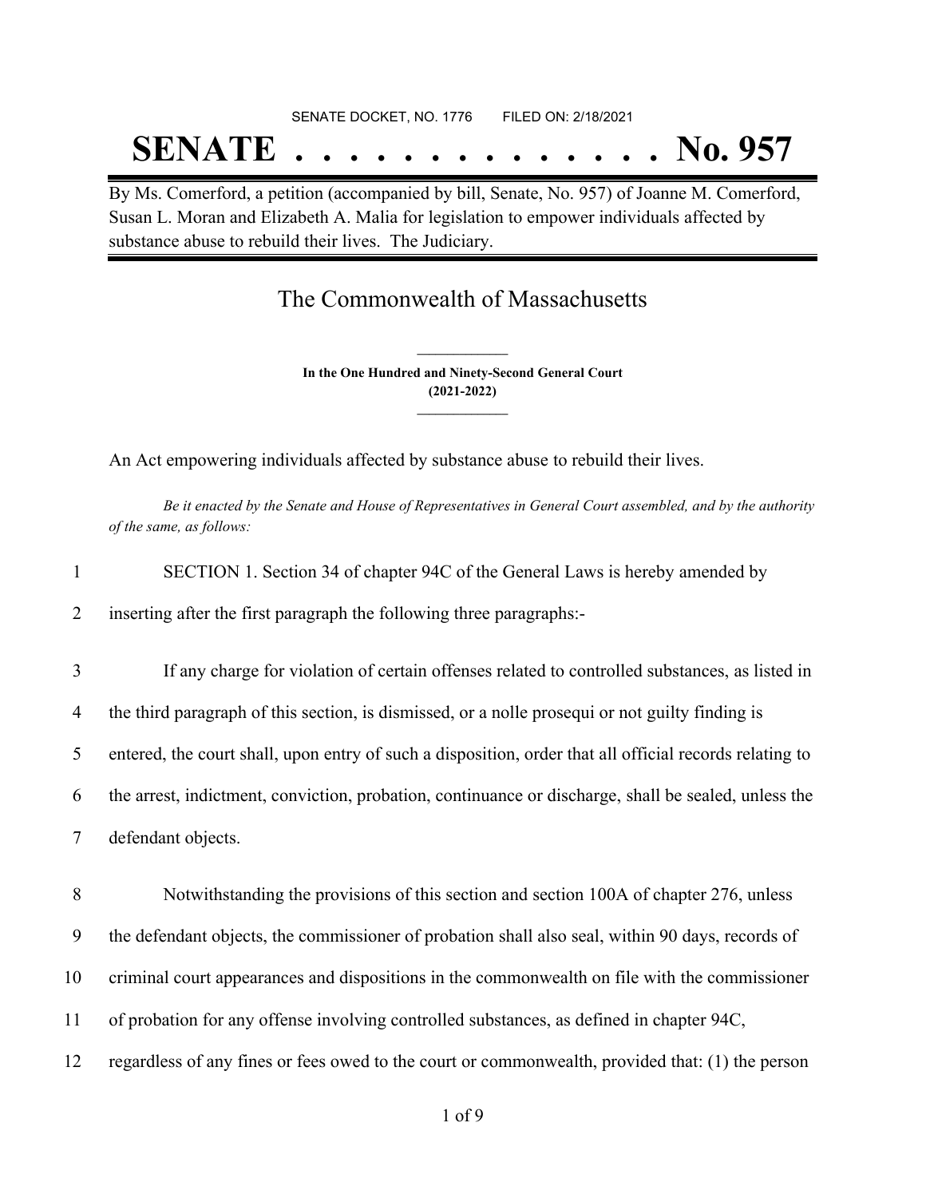SENATE DOCKET, NO. 1776 FILED ON: 2/18/2021

# SENATE . . . . . . . . . . . . . . No. 957

By Ms. Comerford, a petition (accompanied by bill, Senate, No. 957) of Joanne M. Comerford, Susan L. Moran and Elizabeth A. Malia for legislation to empower individuals affected by substance abuse to rebuild their lives. The Judiciary.

## The Commonwealth of Massachusetts

**In the One Hundred and Ninety-Second General Court**
**(2021-2022)**

An Act empowering individuals affected by substance abuse to rebuild their lives.

*Be it enacted by the Senate and House of Representatives in General Court assembled, and by the authority of the same, as follows:*

1 SECTION 1. Section 34 of chapter 94C of the General Laws is hereby amended by
2 inserting after the first paragraph the following three paragraphs:-

3 If any charge for violation of certain offenses related to controlled substances, as listed in
4 the third paragraph of this section, is dismissed, or a nolle prosequi or not guilty finding is
5 entered, the court shall, upon entry of such a disposition, order that all official records relating to
6 the arrest, indictment, conviction, probation, continuance or discharge, shall be sealed, unless the
7 defendant objects.

8 Notwithstanding the provisions of this section and section 100A of chapter 276, unless
9 the defendant objects, the commissioner of probation shall also seal, within 90 days, records of
10 criminal court appearances and dispositions in the commonwealth on file with the commissioner
11 of probation for any offense involving controlled substances, as defined in chapter 94C,
12 regardless of any fines or fees owed to the court or commonwealth, provided that: (1) the person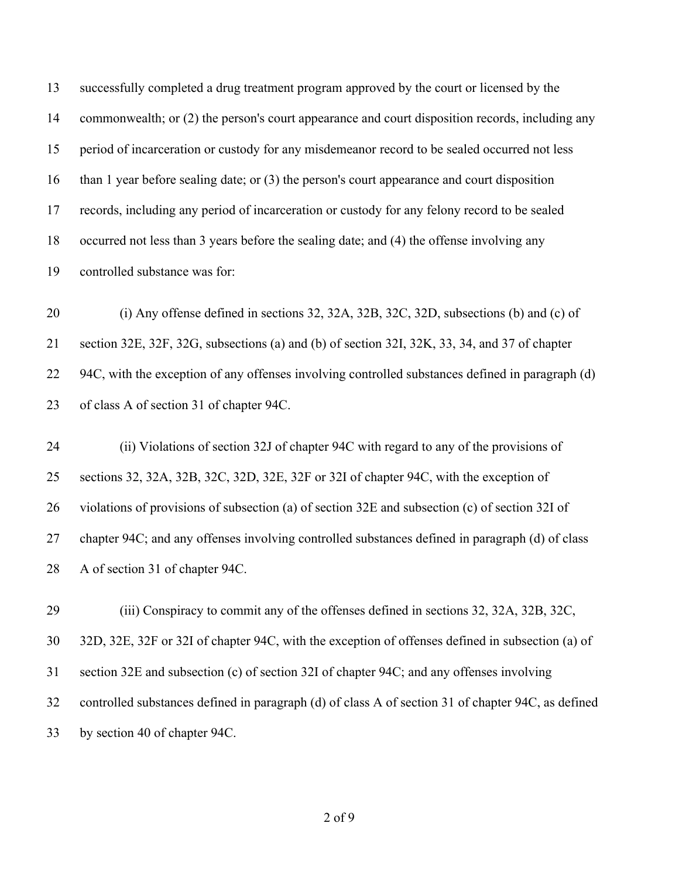successfully completed a drug treatment program approved by the court or licensed by the commonwealth; or (2) the person's court appearance and court disposition records, including any period of incarceration or custody for any misdemeanor record to be sealed occurred not less than 1 year before sealing date; or (3) the person's court appearance and court disposition records, including any period of incarceration or custody for any felony record to be sealed occurred not less than 3 years before the sealing date; and (4) the offense involving any controlled substance was for:

(i) Any offense defined in sections 32, 32A, 32B, 32C, 32D, subsections (b) and (c) of section 32E, 32F, 32G, subsections (a) and (b) of section 32I, 32K, 33, 34, and 37 of chapter 94C, with the exception of any offenses involving controlled substances defined in paragraph (d) of class A of section 31 of chapter 94C.

(ii) Violations of section 32J of chapter 94C with regard to any of the provisions of sections 32, 32A, 32B, 32C, 32D, 32E, 32F or 32I of chapter 94C, with the exception of violations of provisions of subsection (a) of section 32E and subsection (c) of section 32I of chapter 94C; and any offenses involving controlled substances defined in paragraph (d) of class A of section 31 of chapter 94C.

(iii) Conspiracy to commit any of the offenses defined in sections 32, 32A, 32B, 32C, 32D, 32E, 32F or 32I of chapter 94C, with the exception of offenses defined in subsection (a) of section 32E and subsection (c) of section 32I of chapter 94C; and any offenses involving controlled substances defined in paragraph (d) of class A of section 31 of chapter 94C, as defined by section 40 of chapter 94C.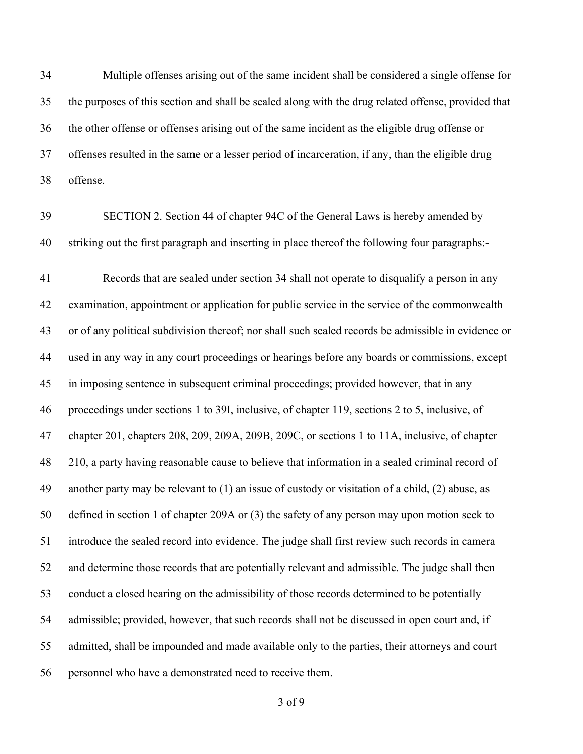Multiple offenses arising out of the same incident shall be considered a single offense for the purposes of this section and shall be sealed along with the drug related offense, provided that the other offense or offenses arising out of the same incident as the eligible drug offense or offenses resulted in the same or a lesser period of incarceration, if any, than the eligible drug offense.

SECTION 2. Section 44 of chapter 94C of the General Laws is hereby amended by striking out the first paragraph and inserting in place thereof the following four paragraphs:-

Records that are sealed under section 34 shall not operate to disqualify a person in any examination, appointment or application for public service in the service of the commonwealth or of any political subdivision thereof; nor shall such sealed records be admissible in evidence or used in any way in any court proceedings or hearings before any boards or commissions, except in imposing sentence in subsequent criminal proceedings; provided however, that in any proceedings under sections 1 to 39I, inclusive, of chapter 119, sections 2 to 5, inclusive, of chapter 201, chapters 208, 209, 209A, 209B, 209C, or sections 1 to 11A, inclusive, of chapter 210, a party having reasonable cause to believe that information in a sealed criminal record of another party may be relevant to (1) an issue of custody or visitation of a child, (2) abuse, as defined in section 1 of chapter 209A or (3) the safety of any person may upon motion seek to introduce the sealed record into evidence. The judge shall first review such records in camera and determine those records that are potentially relevant and admissible. The judge shall then conduct a closed hearing on the admissibility of those records determined to be potentially admissible; provided, however, that such records shall not be discussed in open court and, if admitted, shall be impounded and made available only to the parties, their attorneys and court personnel who have a demonstrated need to receive them.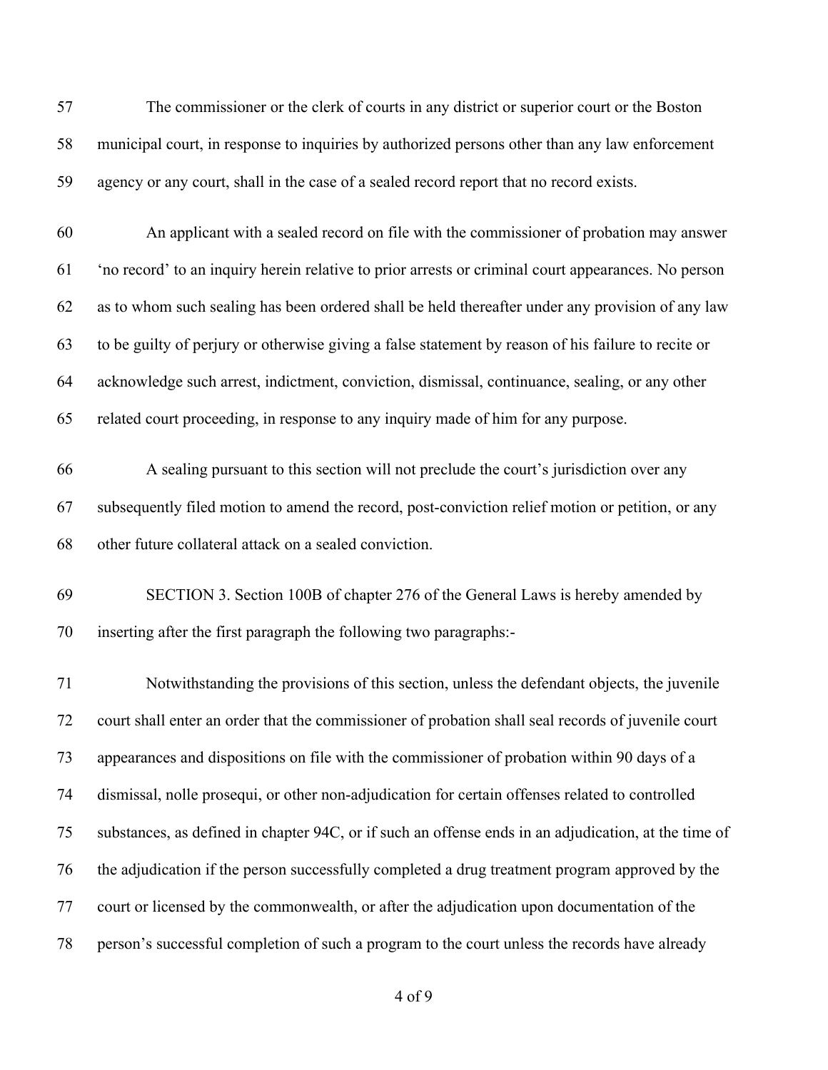The commissioner or the clerk of courts in any district or superior court or the Boston municipal court, in response to inquiries by authorized persons other than any law enforcement agency or any court, shall in the case of a sealed record report that no record exists.

An applicant with a sealed record on file with the commissioner of probation may answer 'no record' to an inquiry herein relative to prior arrests or criminal court appearances. No person as to whom such sealing has been ordered shall be held thereafter under any provision of any law to be guilty of perjury or otherwise giving a false statement by reason of his failure to recite or acknowledge such arrest, indictment, conviction, dismissal, continuance, sealing, or any other related court proceeding, in response to any inquiry made of him for any purpose.

A sealing pursuant to this section will not preclude the court's jurisdiction over any subsequently filed motion to amend the record, post-conviction relief motion or petition, or any other future collateral attack on a sealed conviction.

SECTION 3. Section 100B of chapter 276 of the General Laws is hereby amended by inserting after the first paragraph the following two paragraphs:-

Notwithstanding the provisions of this section, unless the defendant objects, the juvenile court shall enter an order that the commissioner of probation shall seal records of juvenile court appearances and dispositions on file with the commissioner of probation within 90 days of a dismissal, nolle prosequi, or other non-adjudication for certain offenses related to controlled substances, as defined in chapter 94C, or if such an offense ends in an adjudication, at the time of the adjudication if the person successfully completed a drug treatment program approved by the court or licensed by the commonwealth, or after the adjudication upon documentation of the person's successful completion of such a program to the court unless the records have already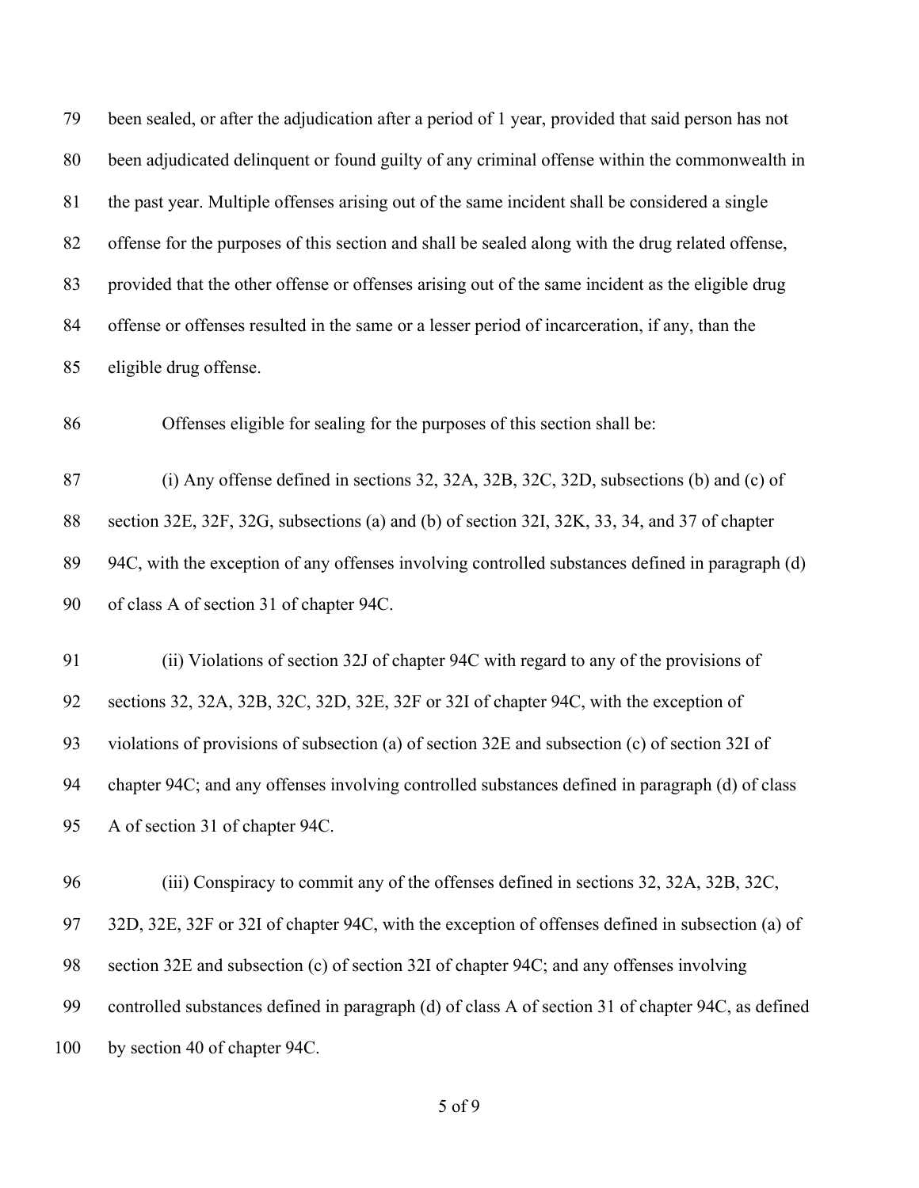been sealed, or after the adjudication after a period of 1 year, provided that said person has not been adjudicated delinquent or found guilty of any criminal offense within the commonwealth in the past year. Multiple offenses arising out of the same incident shall be considered a single offense for the purposes of this section and shall be sealed along with the drug related offense, provided that the other offense or offenses arising out of the same incident as the eligible drug offense or offenses resulted in the same or a lesser period of incarceration, if any, than the eligible drug offense.

Offenses eligible for sealing for the purposes of this section shall be:

(i) Any offense defined in sections 32, 32A, 32B, 32C, 32D, subsections (b) and (c) of section 32E, 32F, 32G, subsections (a) and (b) of section 32I, 32K, 33, 34, and 37 of chapter 94C, with the exception of any offenses involving controlled substances defined in paragraph (d) of class A of section 31 of chapter 94C.

(ii) Violations of section 32J of chapter 94C with regard to any of the provisions of sections 32, 32A, 32B, 32C, 32D, 32E, 32F or 32I of chapter 94C, with the exception of violations of provisions of subsection (a) of section 32E and subsection (c) of section 32I of chapter 94C; and any offenses involving controlled substances defined in paragraph (d) of class A of section 31 of chapter 94C.

(iii) Conspiracy to commit any of the offenses defined in sections 32, 32A, 32B, 32C, 32D, 32E, 32F or 32I of chapter 94C, with the exception of offenses defined in subsection (a) of section 32E and subsection (c) of section 32I of chapter 94C; and any offenses involving controlled substances defined in paragraph (d) of class A of section 31 of chapter 94C, as defined by section 40 of chapter 94C.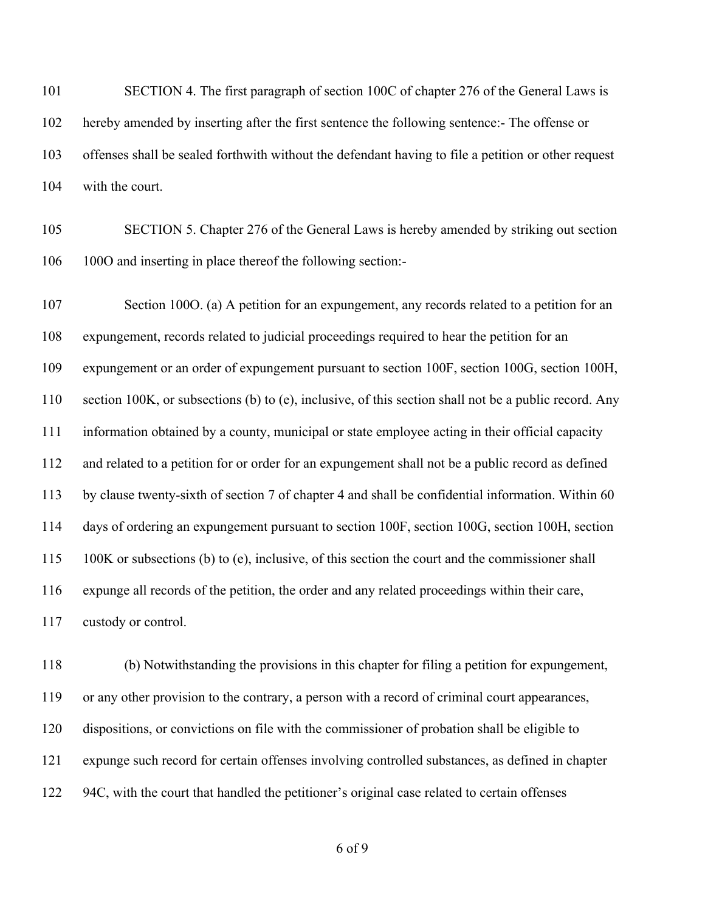SECTION 4. The first paragraph of section 100C of chapter 276 of the General Laws is hereby amended by inserting after the first sentence the following sentence:- The offense or offenses shall be sealed forthwith without the defendant having to file a petition or other request with the court.

SECTION 5. Chapter 276 of the General Laws is hereby amended by striking out section 100O and inserting in place thereof the following section:-

Section 100O. (a) A petition for an expungement, any records related to a petition for an expungement, records related to judicial proceedings required to hear the petition for an expungement or an order of expungement pursuant to section 100F, section 100G, section 100H, section 100K, or subsections (b) to (e), inclusive, of this section shall not be a public record. Any information obtained by a county, municipal or state employee acting in their official capacity and related to a petition for or order for an expungement shall not be a public record as defined by clause twenty-sixth of section 7 of chapter 4 and shall be confidential information. Within 60 days of ordering an expungement pursuant to section 100F, section 100G, section 100H, section 100K or subsections (b) to (e), inclusive, of this section the court and the commissioner shall expunge all records of the petition, the order and any related proceedings within their care, custody or control.

(b) Notwithstanding the provisions in this chapter for filing a petition for expungement, or any other provision to the contrary, a person with a record of criminal court appearances, dispositions, or convictions on file with the commissioner of probation shall be eligible to expunge such record for certain offenses involving controlled substances, as defined in chapter 94C, with the court that handled the petitioner's original case related to certain offenses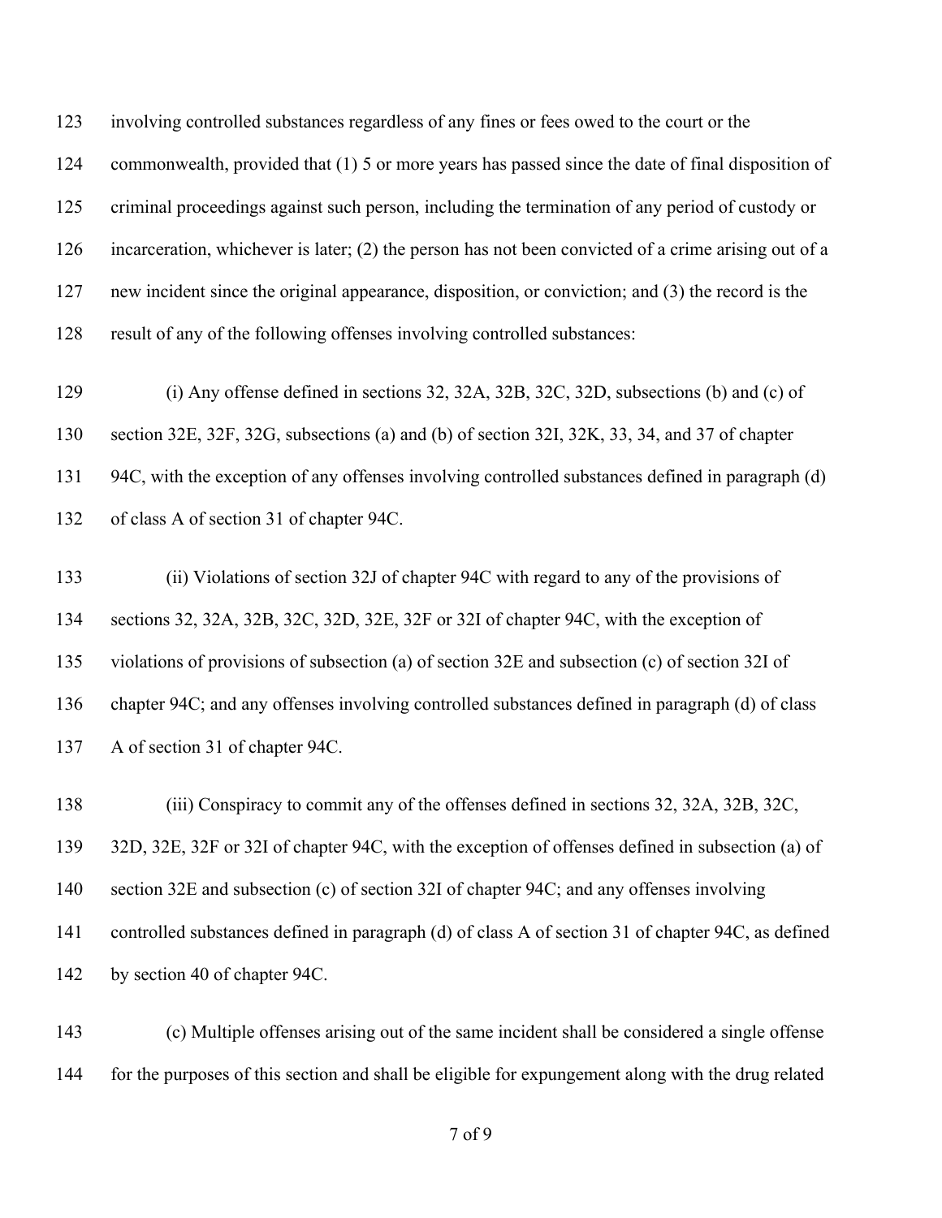involving controlled substances regardless of any fines or fees owed to the court or the commonwealth, provided that (1) 5 or more years has passed since the date of final disposition of criminal proceedings against such person, including the termination of any period of custody or incarceration, whichever is later; (2) the person has not been convicted of a crime arising out of a new incident since the original appearance, disposition, or conviction; and (3) the record is the result of any of the following offenses involving controlled substances:

(i) Any offense defined in sections 32, 32A, 32B, 32C, 32D, subsections (b) and (c) of section 32E, 32F, 32G, subsections (a) and (b) of section 32I, 32K, 33, 34, and 37 of chapter 94C, with the exception of any offenses involving controlled substances defined in paragraph (d) of class A of section 31 of chapter 94C.

(ii) Violations of section 32J of chapter 94C with regard to any of the provisions of sections 32, 32A, 32B, 32C, 32D, 32E, 32F or 32I of chapter 94C, with the exception of violations of provisions of subsection (a) of section 32E and subsection (c) of section 32I of chapter 94C; and any offenses involving controlled substances defined in paragraph (d) of class A of section 31 of chapter 94C.

(iii) Conspiracy to commit any of the offenses defined in sections 32, 32A, 32B, 32C, 32D, 32E, 32F or 32I of chapter 94C, with the exception of offenses defined in subsection (a) of section 32E and subsection (c) of section 32I of chapter 94C; and any offenses involving controlled substances defined in paragraph (d) of class A of section 31 of chapter 94C, as defined by section 40 of chapter 94C.

(c) Multiple offenses arising out of the same incident shall be considered a single offense for the purposes of this section and shall be eligible for expungement along with the drug related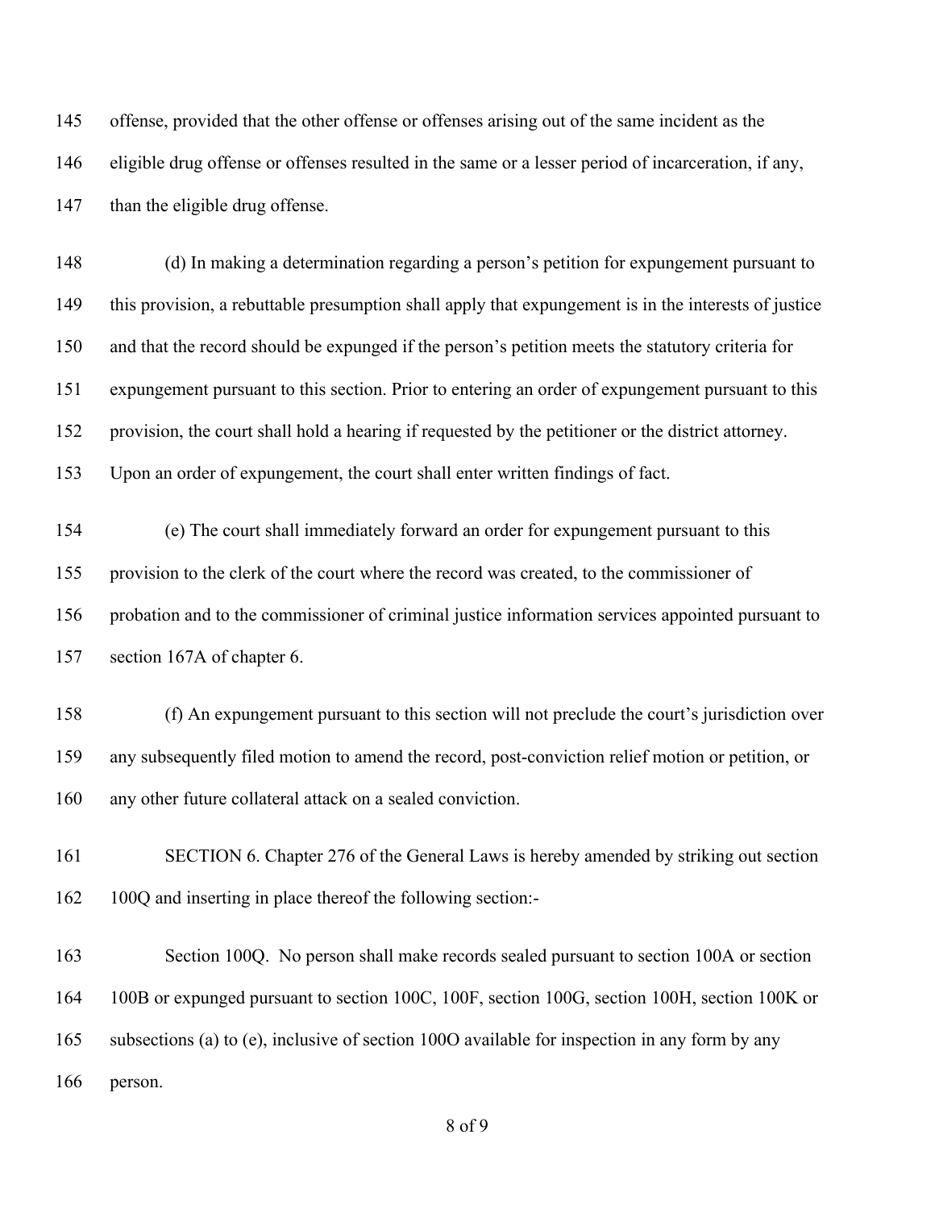offense, provided that the other offense or offenses arising out of the same incident as the eligible drug offense or offenses resulted in the same or a lesser period of incarceration, if any, than the eligible drug offense.

(d) In making a determination regarding a person's petition for expungement pursuant to this provision, a rebuttable presumption shall apply that expungement is in the interests of justice and that the record should be expunged if the person's petition meets the statutory criteria for expungement pursuant to this section. Prior to entering an order of expungement pursuant to this provision, the court shall hold a hearing if requested by the petitioner or the district attorney. Upon an order of expungement, the court shall enter written findings of fact.

(e) The court shall immediately forward an order for expungement pursuant to this provision to the clerk of the court where the record was created, to the commissioner of probation and to the commissioner of criminal justice information services appointed pursuant to section 167A of chapter 6.

(f) An expungement pursuant to this section will not preclude the court's jurisdiction over any subsequently filed motion to amend the record, post-conviction relief motion or petition, or any other future collateral attack on a sealed conviction.

SECTION 6. Chapter 276 of the General Laws is hereby amended by striking out section 100Q and inserting in place thereof the following section:-

Section 100Q. No person shall make records sealed pursuant to section 100A or section 100B or expunged pursuant to section 100C, 100F, section 100G, section 100H, section 100K or subsections (a) to (e), inclusive of section 100O available for inspection in any form by any person.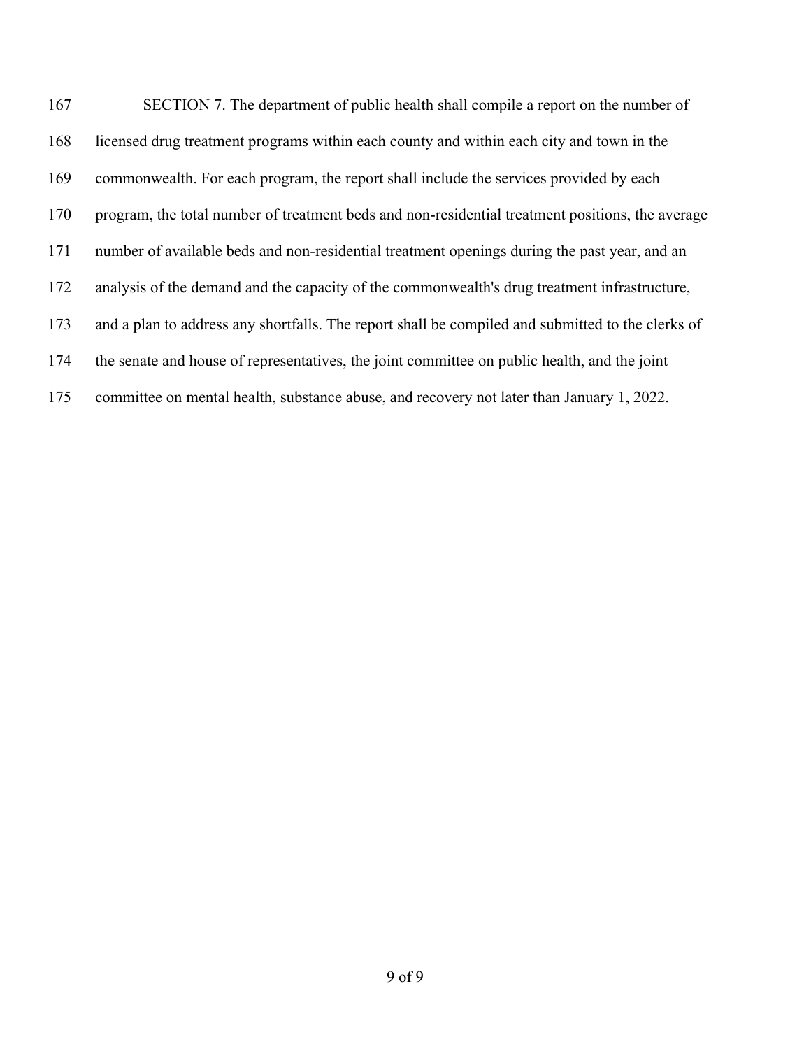SECTION 7. The department of public health shall compile a report on the number of licensed drug treatment programs within each county and within each city and town in the commonwealth. For each program, the report shall include the services provided by each program, the total number of treatment beds and non-residential treatment positions, the average number of available beds and non-residential treatment openings during the past year, and an analysis of the demand and the capacity of the commonwealth's drug treatment infrastructure, and a plan to address any shortfalls. The report shall be compiled and submitted to the clerks of the senate and house of representatives, the joint committee on public health, and the joint committee on mental health, substance abuse, and recovery not later than January 1, 2022.